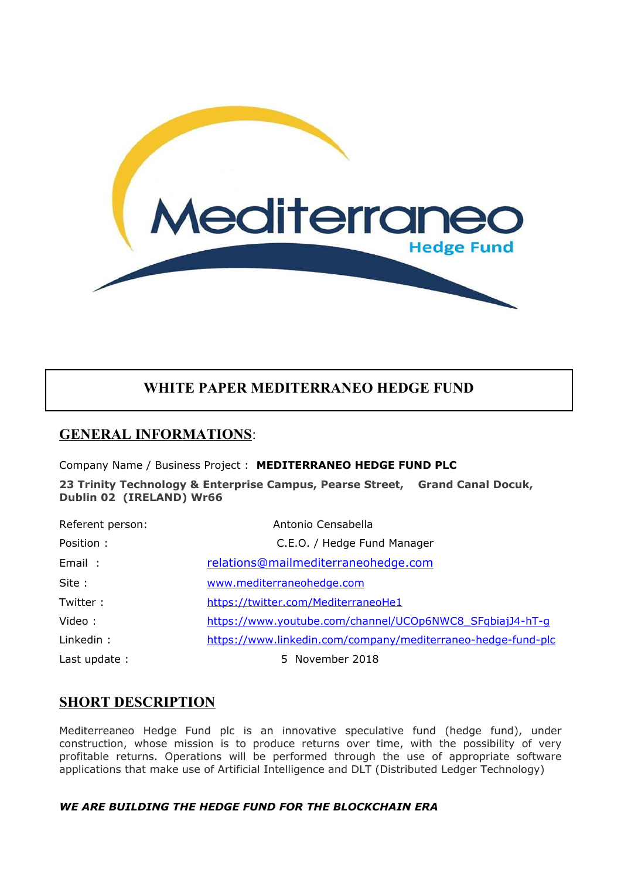# WHITE PAPER MEDITERRANEO HEDGE FUND

## GENERAL INFORMATIONS:

Company Name / Business Project : **MEDITERRANEO HEDGE FUND PLC**

**23 Trinity Technology & Enterprise Campus, Pearse Street, Grand Canal Docuk, Dublin 02 (IRELAND) Wr66**

| | |
|---|---|
| Referent person: | Antonio Censabella |
| Position : | C.E.O. / Hedge Fund Manager |
| Email : | relations@mailmediterraneohedge.com |
| Site : | www.mediterraneohedge.com |
| Twitter : | https://twitter.com/MediterraneoHe1 |
| Video : | https://www.youtube.com/channel/UCOp6NWC8_SFqbiajJ4-hT-g |
| Linkedin : | https://www.linkedin.com/company/mediterraneo-hedge-fund-plc |
| Last update : | 5 November 2018 |

## SHORT DESCRIPTION

Mediterreaneo Hedge Fund plc is an innovative speculative fund (hedge fund), under construction, whose mission is to produce returns over time, with the possibility of very profitable returns. Operations will be performed through the use of appropriate software applications that make use of Artificial Intelligence and DLT (Distributed Ledger Technology)

***WE ARE BUILDING THE HEDGE FUND FOR THE BLOCKCHAIN ERA***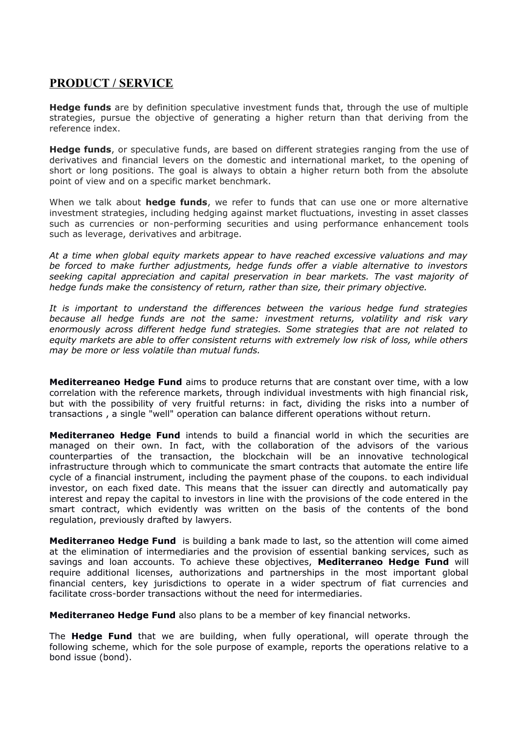## PRODUCT / SERVICE

**Hedge funds** are by definition speculative investment funds that, through the use of multiple strategies, pursue the objective of generating a higher return than that deriving from the reference index.

**Hedge funds**, or speculative funds, are based on different strategies ranging from the use of derivatives and financial levers on the domestic and international market, to the opening of short or long positions. The goal is always to obtain a higher return both from the absolute point of view and on a specific market benchmark.

When we talk about **hedge funds**, we refer to funds that can use one or more alternative investment strategies, including hedging against market fluctuations, investing in asset classes such as currencies or non-performing securities and using performance enhancement tools such as leverage, derivatives and arbitrage.

*At a time when global equity markets appear to have reached excessive valuations and may be forced to make further adjustments, hedge funds offer a viable alternative to investors seeking capital appreciation and capital preservation in bear markets. The vast majority of hedge funds make the consistency of return, rather than size, their primary objective.*

*It is important to understand the differences between the various hedge fund strategies because all hedge funds are not the same: investment returns, volatility and risk vary enormously across different hedge fund strategies. Some strategies that are not related to equity markets are able to offer consistent returns with extremely low risk of loss, while others may be more or less volatile than mutual funds.*

**Mediterreaneo Hedge Fund** aims to produce returns that are constant over time, with a low correlation with the reference markets, through individual investments with high financial risk, but with the possibility of very fruitful returns: in fact, dividing the risks into a number of transactions , a single "well" operation can balance different operations without return.

**Mediterraneo Hedge Fund** intends to build a financial world in which the securities are managed on their own. In fact, with the collaboration of the advisors of the various counterparties of the transaction, the blockchain will be an innovative technological infrastructure through which to communicate the smart contracts that automate the entire life cycle of a financial instrument, including the payment phase of the coupons. to each individual investor, on each fixed date. This means that the issuer can directly and automatically pay interest and repay the capital to investors in line with the provisions of the code entered in the smart contract, which evidently was written on the basis of the contents of the bond regulation, previously drafted by lawyers.

**Mediterraneo Hedge Fund** is building a bank made to last, so the attention will come aimed at the elimination of intermediaries and the provision of essential banking services, such as savings and loan accounts. To achieve these objectives, **Mediterraneo Hedge Fund** will require additional licenses, authorizations and partnerships in the most important global financial centers, key jurisdictions to operate in a wider spectrum of fiat currencies and facilitate cross-border transactions without the need for intermediaries.

**Mediterraneo Hedge Fund** also plans to be a member of key financial networks.

The **Hedge Fund** that we are building, when fully operational, will operate through the following scheme, which for the sole purpose of example, reports the operations relative to a bond issue (bond).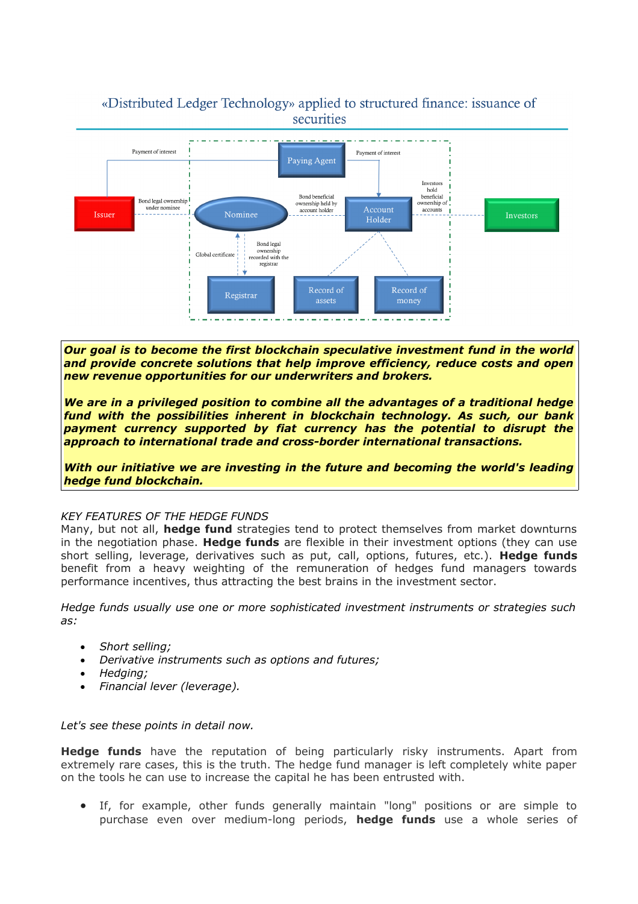«Distributed Ledger Technology» applied to structured finance: issuance of securities

Payment of interest

Paying Agent

Payment of interest

Issuer

Bond legal ownership under nominee

Nominee

Bond beneficial ownership held by account holder

Account Holder

Investors hold beneficial ownership of accounts

Investors

Global certificate

Bond legal ownership recorded with the registrar

Registrar

Record of assets

Record of money

***Our goal is to become the first blockchain speculative investment fund in the world and provide concrete solutions that help improve efficiency, reduce costs and open new revenue opportunities for our underwriters and brokers.***

***We are in a privileged position to combine all the advantages of a traditional hedge fund with the possibilities inherent in blockchain technology. As such, our bank payment currency supported by fiat currency has the potential to disrupt the approach to international trade and cross-border international transactions.***

***With our initiative we are investing in the future and becoming the world's leading hedge fund blockchain.***

*KEY FEATURES OF THE HEDGE FUNDS*

Many, but not all, **hedge fund** strategies tend to protect themselves from market downturns in the negotiation phase. **Hedge funds** are flexible in their investment options (they can use short selling, leverage, derivatives such as put, call, options, futures, etc.). **Hedge funds** benefit from a heavy weighting of the remuneration of hedges fund managers towards performance incentives, thus attracting the best brains in the investment sector.

*Hedge funds usually use one or more sophisticated investment instruments or strategies such as:*

- *Short selling;*
- *Derivative instruments such as options and futures;*
- *Hedging;*
- *Financial lever (leverage).*

*Let's see these points in detail now.*

**Hedge funds** have the reputation of being particularly risky instruments. Apart from extremely rare cases, this is the truth. The hedge fund manager is left completely white paper on the tools he can use to increase the capital he has been entrusted with.

- If, for example, other funds generally maintain "long" positions or are simple to purchase even over medium-long periods, **hedge funds** use a whole series of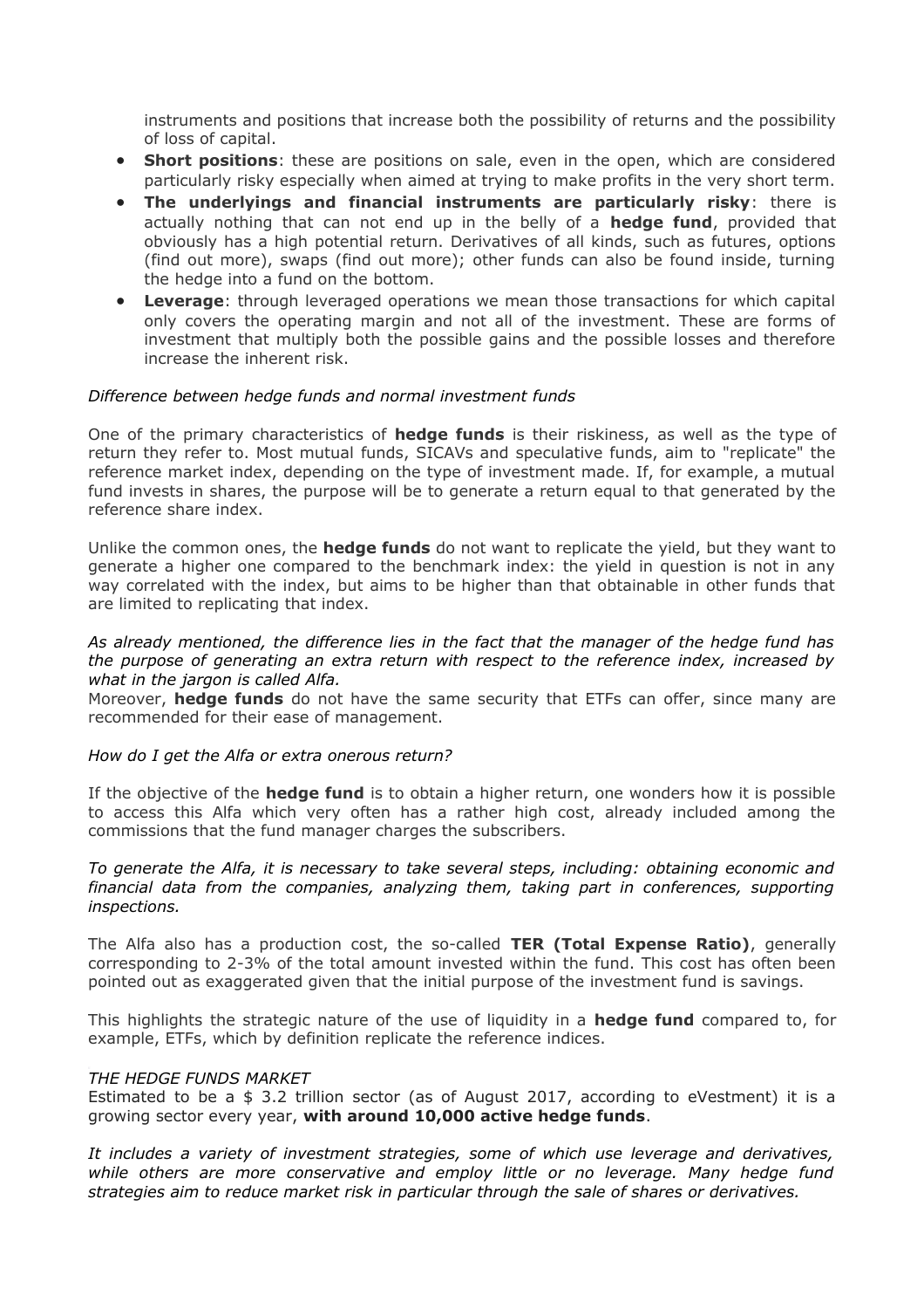instruments and positions that increase both the possibility of returns and the possibility of loss of capital.

- **Short positions**: these are positions on sale, even in the open, which are considered particularly risky especially when aimed at trying to make profits in the very short term.
- **The underlyings and financial instruments are particularly risky**: there is actually nothing that can not end up in the belly of a **hedge fund**, provided that obviously has a high potential return. Derivatives of all kinds, such as futures, options (find out more), swaps (find out more); other funds can also be found inside, turning the hedge into a fund on the bottom.
- **Leverage**: through leveraged operations we mean those transactions for which capital only covers the operating margin and not all of the investment. These are forms of investment that multiply both the possible gains and the possible losses and therefore increase the inherent risk.

*Difference between hedge funds and normal investment funds*

One of the primary characteristics of **hedge funds** is their riskiness, as well as the type of return they refer to. Most mutual funds, SICAVs and speculative funds, aim to "replicate" the reference market index, depending on the type of investment made. If, for example, a mutual fund invests in shares, the purpose will be to generate a return equal to that generated by the reference share index.

Unlike the common ones, the **hedge funds** do not want to replicate the yield, but they want to generate a higher one compared to the benchmark index: the yield in question is not in any way correlated with the index, but aims to be higher than that obtainable in other funds that are limited to replicating that index.

*As already mentioned, the difference lies in the fact that the manager of the hedge fund has the purpose of generating an extra return with respect to the reference index, increased by what in the jargon is called Alfa.*

Moreover, **hedge funds** do not have the same security that ETFs can offer, since many are recommended for their ease of management.

*How do I get the Alfa or extra onerous return?*

If the objective of the **hedge fund** is to obtain a higher return, one wonders how it is possible to access this Alfa which very often has a rather high cost, already included among the commissions that the fund manager charges the subscribers.

*To generate the Alfa, it is necessary to take several steps, including: obtaining economic and financial data from the companies, analyzing them, taking part in conferences, supporting inspections.*

The Alfa also has a production cost, the so-called **TER (Total Expense Ratio)**, generally corresponding to 2-3% of the total amount invested within the fund. This cost has often been pointed out as exaggerated given that the initial purpose of the investment fund is savings.

This highlights the strategic nature of the use of liquidity in a **hedge fund** compared to, for example, ETFs, which by definition replicate the reference indices.

*THE HEDGE FUNDS MARKET*

Estimated to be a $ 3.2 trillion sector (as of August 2017, according to eVestment) it is a growing sector every year, **with around 10,000 active hedge funds**.

*It includes a variety of investment strategies, some of which use leverage and derivatives, while others are more conservative and employ little or no leverage. Many hedge fund strategies aim to reduce market risk in particular through the sale of shares or derivatives.*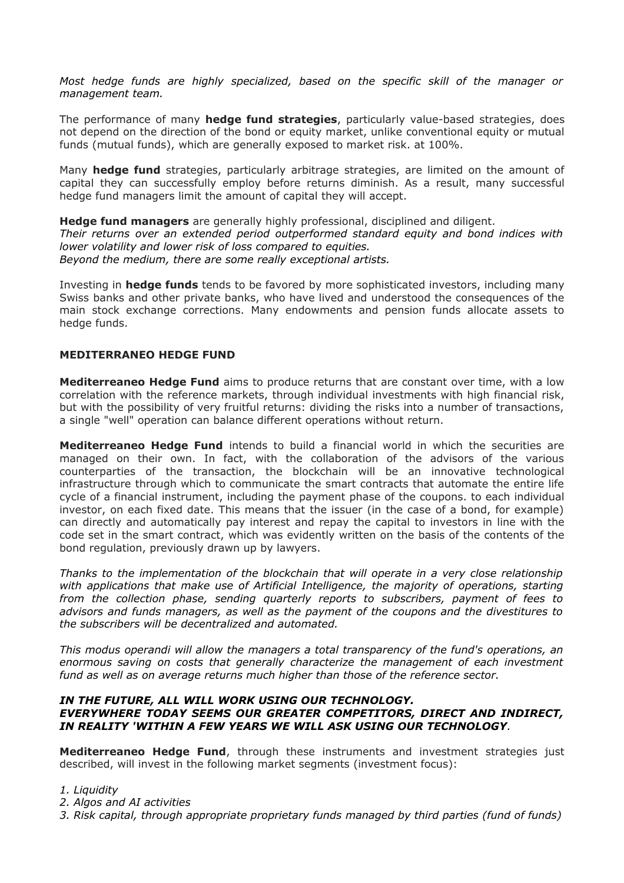*Most hedge funds are highly specialized, based on the specific skill of the manager or management team.*

The performance of many **hedge fund strategies**, particularly value-based strategies, does not depend on the direction of the bond or equity market, unlike conventional equity or mutual funds (mutual funds), which are generally exposed to market risk. at 100%.

Many **hedge fund** strategies, particularly arbitrage strategies, are limited on the amount of capital they can successfully employ before returns diminish. As a result, many successful hedge fund managers limit the amount of capital they will accept.

**Hedge fund managers** are generally highly professional, disciplined and diligent.
*Their returns over an extended period outperformed standard equity and bond indices with lower volatility and lower risk of loss compared to equities.*
*Beyond the medium, there are some really exceptional artists.*

Investing in **hedge funds** tends to be favored by more sophisticated investors, including many Swiss banks and other private banks, who have lived and understood the consequences of the main stock exchange corrections. Many endowments and pension funds allocate assets to hedge funds.

**MEDITERRANEO HEDGE FUND**

**Mediterreaneo Hedge Fund** aims to produce returns that are constant over time, with a low correlation with the reference markets, through individual investments with high financial risk, but with the possibility of very fruitful returns: dividing the risks into a number of transactions, a single "well" operation can balance different operations without return.

**Mediterreaneo Hedge Fund** intends to build a financial world in which the securities are managed on their own. In fact, with the collaboration of the advisors of the various counterparties of the transaction, the blockchain will be an innovative technological infrastructure through which to communicate the smart contracts that automate the entire life cycle of a financial instrument, including the payment phase of the coupons. to each individual investor, on each fixed date. This means that the issuer (in the case of a bond, for example) can directly and automatically pay interest and repay the capital to investors in line with the code set in the smart contract, which was evidently written on the basis of the contents of the bond regulation, previously drawn up by lawyers.

*Thanks to the implementation of the blockchain that will operate in a very close relationship with applications that make use of Artificial Intelligence, the majority of operations, starting from the collection phase, sending quarterly reports to subscribers, payment of fees to advisors and funds managers, as well as the payment of the coupons and the divestitures to the subscribers will be decentralized and automated.*

*This modus operandi will allow the managers a total transparency of the fund's operations, an enormous saving on costs that generally characterize the management of each investment fund as well as on average returns much higher than those of the reference sector.*

***IN THE FUTURE, ALL WILL WORK USING OUR TECHNOLOGY.***
***EVERYWHERE TODAY SEEMS OUR GREATER COMPETITORS, DIRECT AND INDIRECT, IN REALITY 'WITHIN A FEW YEARS WE WILL ASK USING OUR TECHNOLOGY.***

**Mediterreaneo Hedge Fund**, through these instruments and investment strategies just described, will invest in the following market segments (investment focus):

*1. Liquidity*
*2. Algos and AI activities*
*3. Risk capital, through appropriate proprietary funds managed by third parties (fund of funds)*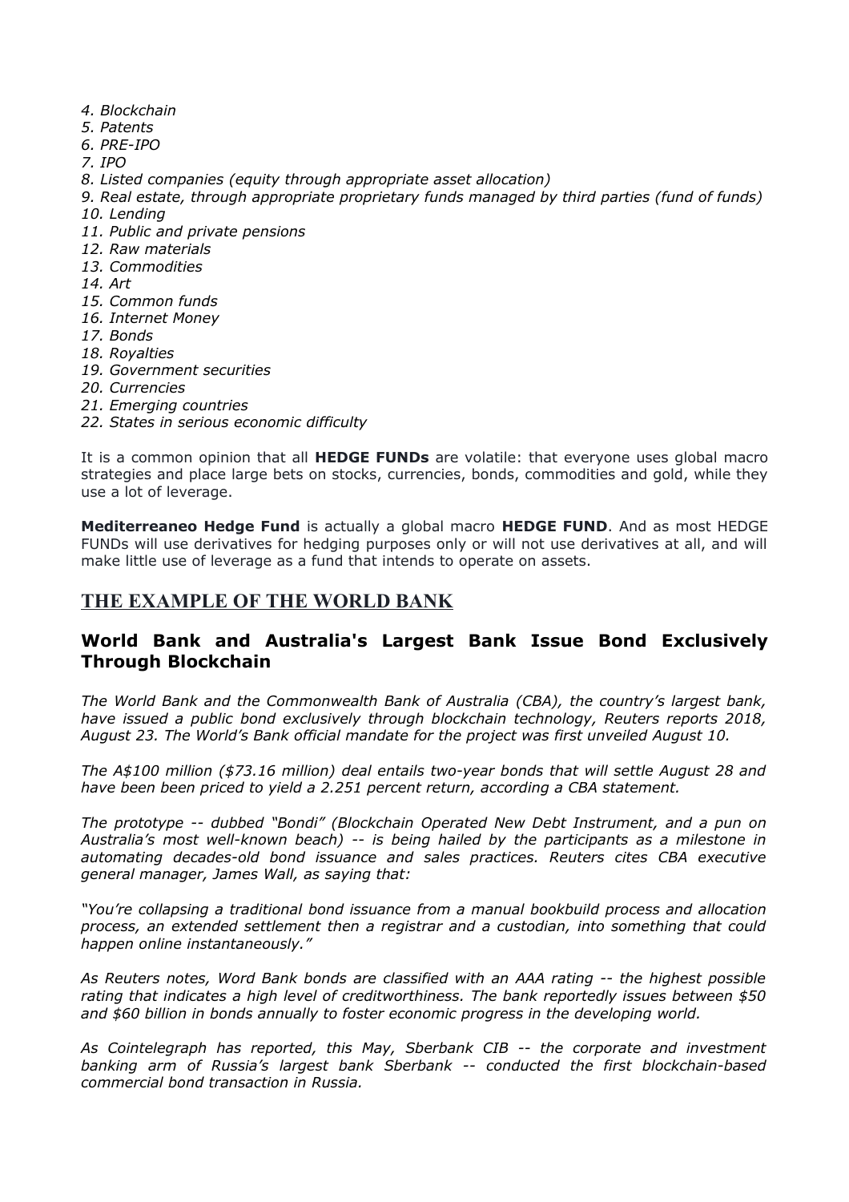4. *Blockchain*
5. *Patents*
6. *PRE-IPO*
7. *IPO*
8. *Listed companies (equity through appropriate asset allocation)*
9. *Real estate, through appropriate proprietary funds managed by third parties (fund of funds)*
10. *Lending*
11. *Public and private pensions*
12. *Raw materials*
13. *Commodities*
14. *Art*
15. *Common funds*
16. *Internet Money*
17. *Bonds*
18. *Royalties*
19. *Government securities*
20. *Currencies*
21. *Emerging countries*
22. *States in serious economic difficulty*

It is a common opinion that all **HEDGE FUNDs** are volatile: that everyone uses global macro strategies and place large bets on stocks, currencies, bonds, commodities and gold, while they use a lot of leverage.

**Mediterreaneo Hedge Fund** is actually a global macro **HEDGE FUND**. And as most HEDGE FUNDs will use derivatives for hedging purposes only or will not use derivatives at all, and will make little use of leverage as a fund that intends to operate on assets.

## THE EXAMPLE OF THE WORLD BANK

### World Bank and Australia's Largest Bank Issue Bond Exclusively Through Blockchain

*The World Bank and the Commonwealth Bank of Australia (CBA), the country's largest bank, have issued a public bond exclusively through blockchain technology, Reuters reports 2018, August 23. The World's Bank official mandate for the project was first unveiled August 10.*

*The A$100 million ($73.16 million) deal entails two-year bonds that will settle August 28 and have been been priced to yield a 2.251 percent return, according a CBA statement.*

*The prototype -- dubbed "Bondi" (Blockchain Operated New Debt Instrument, and a pun on Australia's most well-known beach) -- is being hailed by the participants as a milestone in automating decades-old bond issuance and sales practices. Reuters cites CBA executive general manager, James Wall, as saying that:*

*"You're collapsing a traditional bond issuance from a manual bookbuild process and allocation process, an extended settlement then a registrar and a custodian, into something that could happen online instantaneously."*

*As Reuters notes, Word Bank bonds are classified with an AAA rating -- the highest possible rating that indicates a high level of creditworthiness. The bank reportedly issues between $50 and $60 billion in bonds annually to foster economic progress in the developing world.*

*As Cointelegraph has reported, this May, Sberbank CIB -- the corporate and investment banking arm of Russia's largest bank Sberbank -- conducted the first blockchain-based commercial bond transaction in Russia.*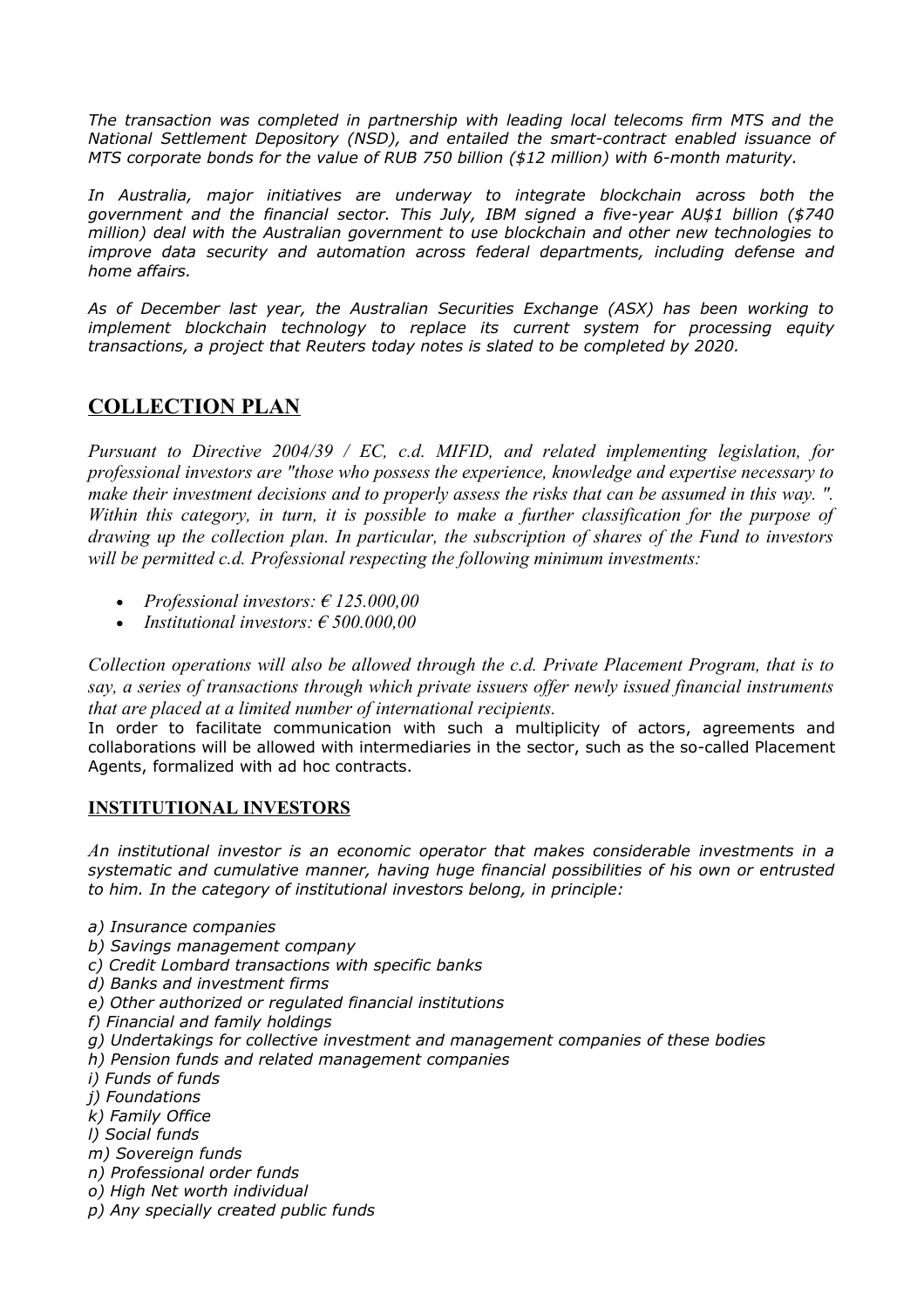*The transaction was completed in partnership with leading local telecoms firm MTS and the National Settlement Depository (NSD), and entailed the smart-contract enabled issuance of MTS corporate bonds for the value of RUB 750 billion ($12 million) with 6-month maturity.*

*In Australia, major initiatives are underway to integrate blockchain across both the government and the financial sector. This July, IBM signed a five-year AU$1 billion ($740 million) deal with the Australian government to use blockchain and other new technologies to improve data security and automation across federal departments, including defense and home affairs.*

*As of December last year, the Australian Securities Exchange (ASX) has been working to implement blockchain technology to replace its current system for processing equity transactions, a project that Reuters today notes is slated to be completed by 2020.*

## COLLECTION PLAN

*Pursuant to Directive 2004/39 / EC, c.d. MIFID, and related implementing legislation, for professional investors are "those who possess the experience, knowledge and expertise necessary to make their investment decisions and to properly assess the risks that can be assumed in this way. ". Within this category, in turn, it is possible to make a further classification for the purpose of drawing up the collection plan. In particular, the subscription of shares of the Fund to investors will be permitted c.d. Professional respecting the following minimum investments:*

- *Professional investors: € 125.000,00*
- *Institutional investors: € 500.000,00*

*Collection operations will also be allowed through the c.d. Private Placement Program, that is to say, a series of transactions through which private issuers offer newly issued financial instruments that are placed at a limited number of international recipients.*
In order to facilitate communication with such a multiplicity of actors, agreements and collaborations will be allowed with intermediaries in the sector, such as the so-called Placement Agents, formalized with ad hoc contracts.

### INSTITUTIONAL INVESTORS

*An institutional investor is an economic operator that makes considerable investments in a systematic and cumulative manner, having huge financial possibilities of his own or entrusted to him. In the category of institutional investors belong, in principle:*

*a) Insurance companies*
*b) Savings management company*
*c) Credit Lombard transactions with specific banks*
*d) Banks and investment firms*
*e) Other authorized or regulated financial institutions*
*f) Financial and family holdings*
*g) Undertakings for collective investment and management companies of these bodies*
*h) Pension funds and related management companies*
*i) Funds of funds*
*j) Foundations*
*k) Family Office*
*l) Social funds*
*m) Sovereign funds*
*n) Professional order funds*
*o) High Net worth individual*
*p) Any specially created public funds*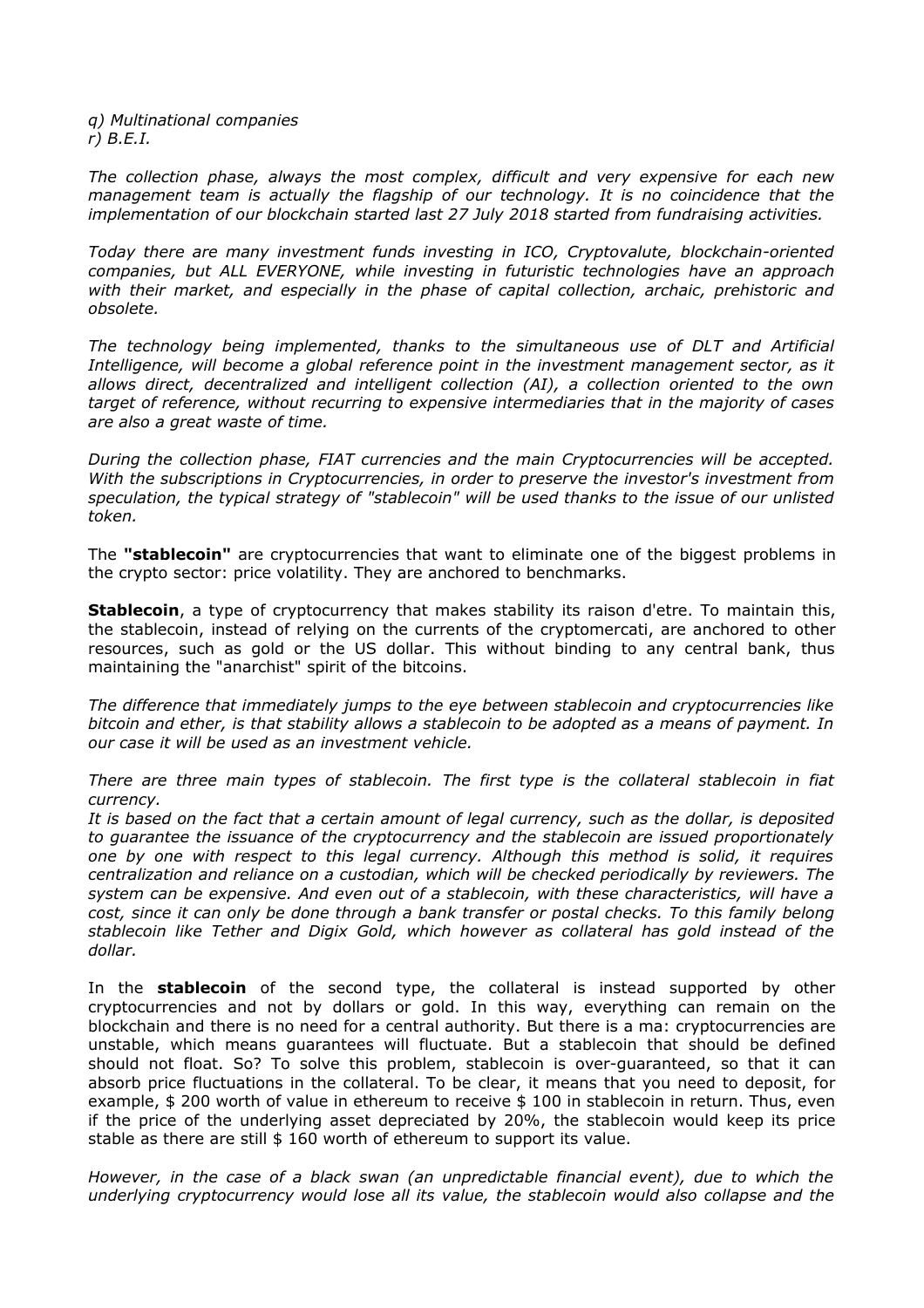*q) Multinational companies*
*r) B.E.I.*

*The collection phase, always the most complex, difficult and very expensive for each new management team is actually the flagship of our technology. It is no coincidence that the implementation of our blockchain started last 27 July 2018 started from fundraising activities.*

*Today there are many investment funds investing in ICO, Cryptovalute, blockchain-oriented companies, but ALL EVERYONE, while investing in futuristic technologies have an approach with their market, and especially in the phase of capital collection, archaic, prehistoric and obsolete.*

*The technology being implemented, thanks to the simultaneous use of DLT and Artificial Intelligence, will become a global reference point in the investment management sector, as it allows direct, decentralized and intelligent collection (AI), a collection oriented to the own target of reference, without recurring to expensive intermediaries that in the majority of cases are also a great waste of time.*

*During the collection phase, FIAT currencies and the main Cryptocurrencies will be accepted. With the subscriptions in Cryptocurrencies, in order to preserve the investor's investment from speculation, the typical strategy of "stablecoin" will be used thanks to the issue of our unlisted token.*

The **"stablecoin"** are cryptocurrencies that want to eliminate one of the biggest problems in the crypto sector: price volatility. They are anchored to benchmarks.

**Stablecoin**, a type of cryptocurrency that makes stability its raison d'etre. To maintain this, the stablecoin, instead of relying on the currents of the cryptomercati, are anchored to other resources, such as gold or the US dollar. This without binding to any central bank, thus maintaining the "anarchist" spirit of the bitcoins.

*The difference that immediately jumps to the eye between stablecoin and cryptocurrencies like bitcoin and ether, is that stability allows a stablecoin to be adopted as a means of payment. In our case it will be used as an investment vehicle.*

*There are three main types of stablecoin. The first type is the collateral stablecoin in fiat currency.*
*It is based on the fact that a certain amount of legal currency, such as the dollar, is deposited to guarantee the issuance of the cryptocurrency and the stablecoin are issued proportionately one by one with respect to this legal currency. Although this method is solid, it requires centralization and reliance on a custodian, which will be checked periodically by reviewers. The system can be expensive. And even out of a stablecoin, with these characteristics, will have a cost, since it can only be done through a bank transfer or postal checks. To this family belong stablecoin like Tether and Digix Gold, which however as collateral has gold instead of the dollar.*

In the **stablecoin** of the second type, the collateral is instead supported by other cryptocurrencies and not by dollars or gold. In this way, everything can remain on the blockchain and there is no need for a central authority. But there is a ma: cryptocurrencies are unstable, which means guarantees will fluctuate. But a stablecoin that should be defined should not float. So? To solve this problem, stablecoin is over-guaranteed, so that it can absorb price fluctuations in the collateral. To be clear, it means that you need to deposit, for example, $ 200 worth of value in ethereum to receive $ 100 in stablecoin in return. Thus, even if the price of the underlying asset depreciated by 20%, the stablecoin would keep its price stable as there are still $ 160 worth of ethereum to support its value.

*However, in the case of a black swan (an unpredictable financial event), due to which the underlying cryptocurrency would lose all its value, the stablecoin would also collapse and the*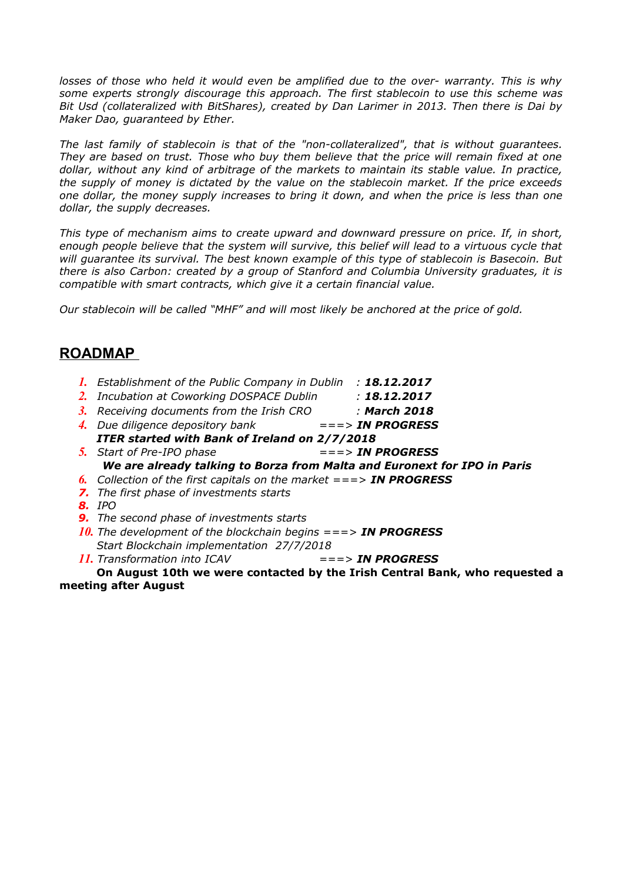*losses of those who held it would even be amplified due to the over- warranty. This is why some experts strongly discourage this approach. The first stablecoin to use this scheme was Bit Usd (collateralized with BitShares), created by Dan Larimer in 2013. Then there is Dai by Maker Dao, guaranteed by Ether.*

*The last family of stablecoin is that of the "non-collateralized", that is without guarantees. They are based on trust. Those who buy them believe that the price will remain fixed at one dollar, without any kind of arbitrage of the markets to maintain its stable value. In practice, the supply of money is dictated by the value on the stablecoin market. If the price exceeds one dollar, the money supply increases to bring it down, and when the price is less than one dollar, the supply decreases.*

*This type of mechanism aims to create upward and downward pressure on price. If, in short, enough people believe that the system will survive, this belief will lead to a virtuous cycle that will guarantee its survival. The best known example of this type of stablecoin is Basecoin. But there is also Carbon: created by a group of Stanford and Columbia University graduates, it is compatible with smart contracts, which give it a certain financial value.*

*Our stablecoin will be called "MHF" and will most likely be anchored at the price of gold.*

## ROADMAP

1. *Establishment of the Public Company in Dublin : **18.12.2017***
2. *Incubation at Coworking DOSPACE Dublin : **18.12.2017***
3. *Receiving documents from the Irish CRO : **March 2018***
4. *Due diligence depository bank ===> **IN PROGRESS***
   ***ITER started with Bank of Ireland on 2/7/2018***
5. *Start of Pre-IPO phase ===> **IN PROGRESS***
   ***We are already talking to Borza from Malta and Euronext for IPO in Paris***
6. *Collection of the first capitals on the market ===> **IN PROGRESS***
7. *The first phase of investments starts*
8. *IPO*
9. *The second phase of investments starts*
10. *The development of the blockchain begins ===> **IN PROGRESS***
    *Start Blockchain implementation 27/7/2018*
11. *Transformation into ICAV ===> **IN PROGRESS***

**On August 10th we were contacted by the Irish Central Bank, who requested a meeting after August**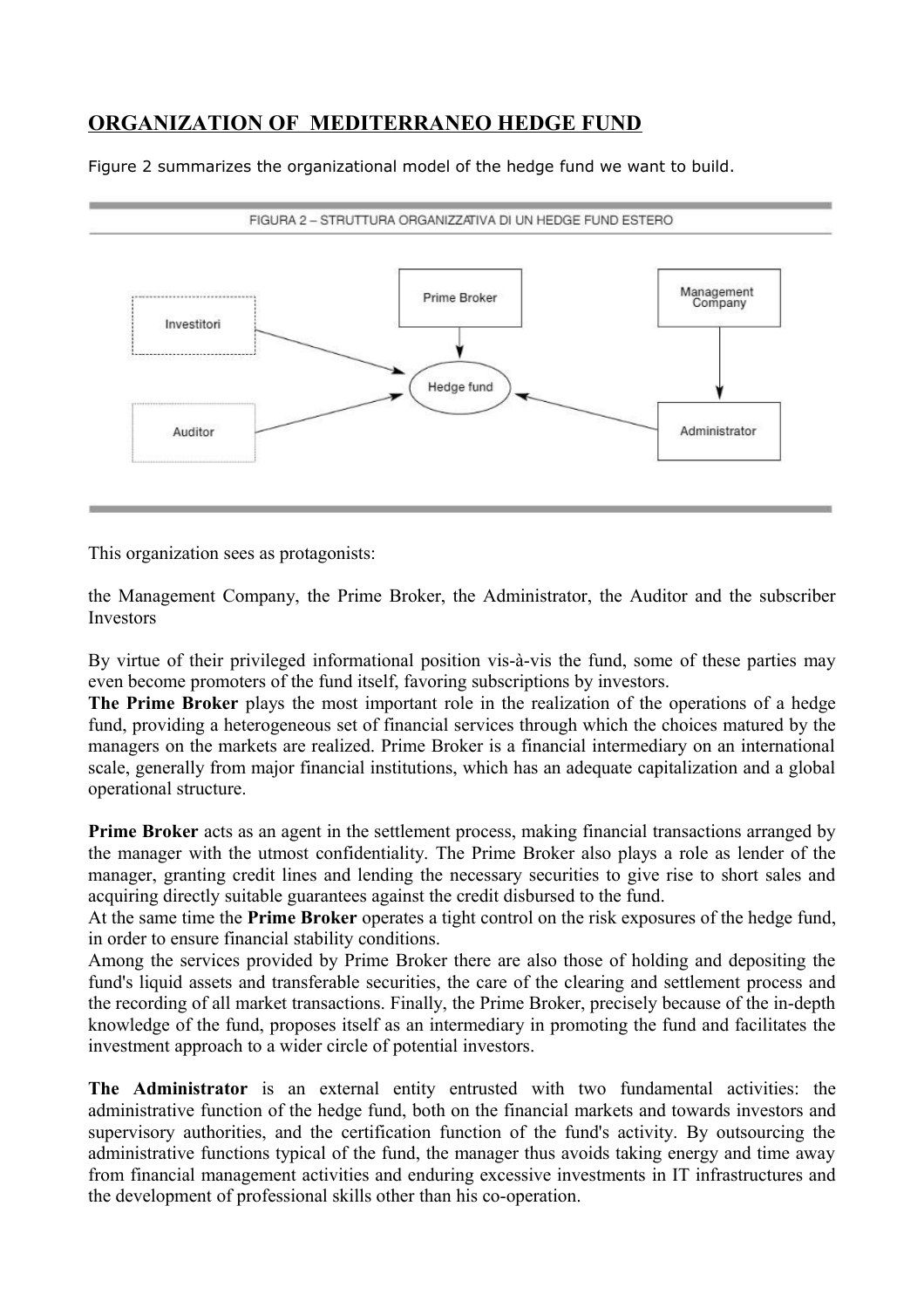# ORGANIZATION OF MEDITERRANEO HEDGE FUND

Figure 2 summarizes the organizational model of the hedge fund we want to build.

FIGURA 2 – STRUTTURA ORGANIZZATIVA DI UN HEDGE FUND ESTERO

This organization sees as protagonists:

the Management Company, the Prime Broker, the Administrator, the Auditor and the subscriber Investors

By virtue of their privileged informational position vis-à-vis the fund, some of these parties may even become promoters of the fund itself, favoring subscriptions by investors.

**The Prime Broker** plays the most important role in the realization of the operations of a hedge fund, providing a heterogeneous set of financial services through which the choices matured by the managers on the markets are realized. Prime Broker is a financial intermediary on an international scale, generally from major financial institutions, which has an adequate capitalization and a global operational structure.

**Prime Broker** acts as an agent in the settlement process, making financial transactions arranged by the manager with the utmost confidentiality. The Prime Broker also plays a role as lender of the manager, granting credit lines and lending the necessary securities to give rise to short sales and acquiring directly suitable guarantees against the credit disbursed to the fund.

At the same time the **Prime Broker** operates a tight control on the risk exposures of the hedge fund, in order to ensure financial stability conditions.

Among the services provided by Prime Broker there are also those of holding and depositing the fund's liquid assets and transferable securities, the care of the clearing and settlement process and the recording of all market transactions. Finally, the Prime Broker, precisely because of the in-depth knowledge of the fund, proposes itself as an intermediary in promoting the fund and facilitates the investment approach to a wider circle of potential investors.

**The Administrator** is an external entity entrusted with two fundamental activities: the administrative function of the hedge fund, both on the financial markets and towards investors and supervisory authorities, and the certification function of the fund's activity. By outsourcing the administrative functions typical of the fund, the manager thus avoids taking energy and time away from financial management activities and enduring excessive investments in IT infrastructures and the development of professional skills other than his co-operation.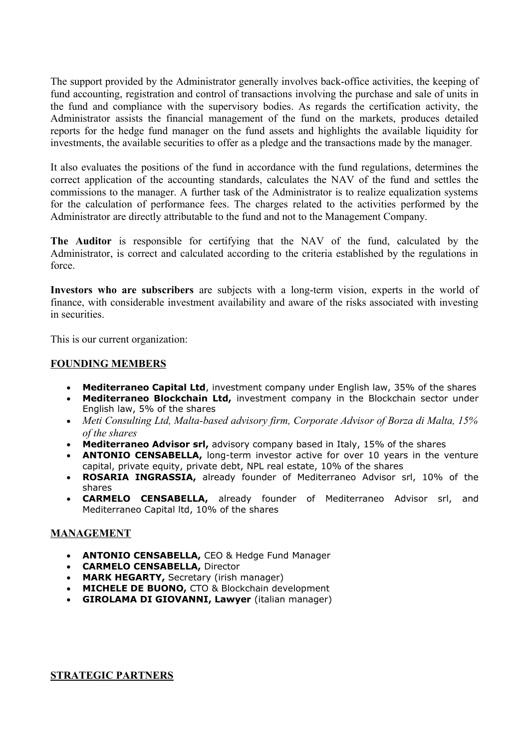The support provided by the Administrator generally involves back-office activities, the keeping of fund accounting, registration and control of transactions involving the purchase and sale of units in the fund and compliance with the supervisory bodies. As regards the certification activity, the Administrator assists the financial management of the fund on the markets, produces detailed reports for the hedge fund manager on the fund assets and highlights the available liquidity for investments, the available securities to offer as a pledge and the transactions made by the manager.

It also evaluates the positions of the fund in accordance with the fund regulations, determines the correct application of the accounting standards, calculates the NAV of the fund and settles the commissions to the manager. A further task of the Administrator is to realize equalization systems for the calculation of performance fees. The charges related to the activities performed by the Administrator are directly attributable to the fund and not to the Management Company.

**The Auditor** is responsible for certifying that the NAV of the fund, calculated by the Administrator, is correct and calculated according to the criteria established by the regulations in force.

**Investors who are subscribers** are subjects with a long-term vision, experts in the world of finance, with considerable investment availability and aware of the risks associated with investing in securities.

This is our current organization:

## FOUNDING MEMBERS

- **Mediterraneo Capital Ltd**, investment company under English law, 35% of the shares
- **Mediterraneo Blockchain Ltd,** investment company in the Blockchain sector under English law, 5% of the shares
- *Meti Consulting Ltd, Malta-based advisory firm, Corporate Advisor of Borza di Malta, 15% of the shares*
- **Mediterraneo Advisor srl,** advisory company based in Italy, 15% of the shares
- **ANTONIO CENSABELLA,** long-term investor active for over 10 years in the venture capital, private equity, private debt, NPL real estate, 10% of the shares
- **ROSARIA INGRASSIA,** already founder of Mediterraneo Advisor srl, 10% of the shares
- **CARMELO CENSABELLA,** already founder of Mediterraneo Advisor srl, and Mediterraneo Capital ltd, 10% of the shares

## MANAGEMENT

- **ANTONIO CENSABELLA,** CEO & Hedge Fund Manager
- **CARMELO CENSABELLA,** Director
- **MARK HEGARTY,** Secretary (irish manager)
- **MICHELE DE BUONO,** CTO & Blockchain development
- **GIROLAMA DI GIOVANNI, Lawyer** (italian manager)

## STRATEGIC PARTNERS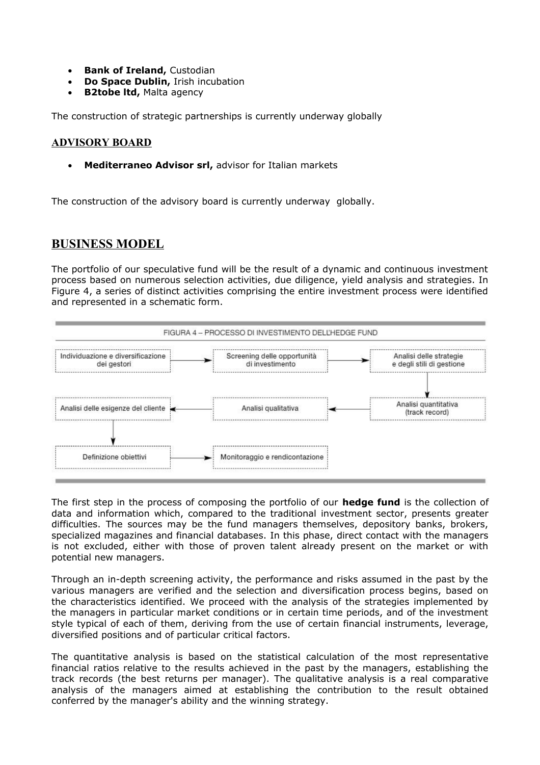- **Bank of Ireland,** Custodian
- **Do Space Dublin,** Irish incubation
- **B2tobe ltd,** Malta agency

The construction of strategic partnerships is currently underway globally

### ADVISORY BOARD

- **Mediterraneo Advisor srl,** advisor for Italian markets

The construction of the advisory board is currently underway globally.

## BUSINESS MODEL

The portfolio of our speculative fund will be the result of a dynamic and continuous investment process based on numerous selection activities, due diligence, yield analysis and strategies. In Figure 4, a series of distinct activities comprising the entire investment process were identified and represented in a schematic form.

FIGURA 4 – PROCESSO DI INVESTIMENTO DELL'HEDGE FUND

Individuazione e diversificazione dei gestori → Screening delle opportunità di investimento → Analisi delle strategie e degli stili di gestione → Analisi quantitativa (track record) → Analisi qualitativa → Analisi delle esigenze del cliente → Definizione obiettivi → Monitoraggio e rendicontazione

The first step in the process of composing the portfolio of our **hedge fund** is the collection of data and information which, compared to the traditional investment sector, presents greater difficulties. The sources may be the fund managers themselves, depository banks, brokers, specialized magazines and financial databases. In this phase, direct contact with the managers is not excluded, either with those of proven talent already present on the market or with potential new managers.

Through an in-depth screening activity, the performance and risks assumed in the past by the various managers are verified and the selection and diversification process begins, based on the characteristics identified. We proceed with the analysis of the strategies implemented by the managers in particular market conditions or in certain time periods, and of the investment style typical of each of them, deriving from the use of certain financial instruments, leverage, diversified positions and of particular critical factors.

The quantitative analysis is based on the statistical calculation of the most representative financial ratios relative to the results achieved in the past by the managers, establishing the track records (the best returns per manager). The qualitative analysis is a real comparative analysis of the managers aimed at establishing the contribution to the result obtained conferred by the manager's ability and the winning strategy.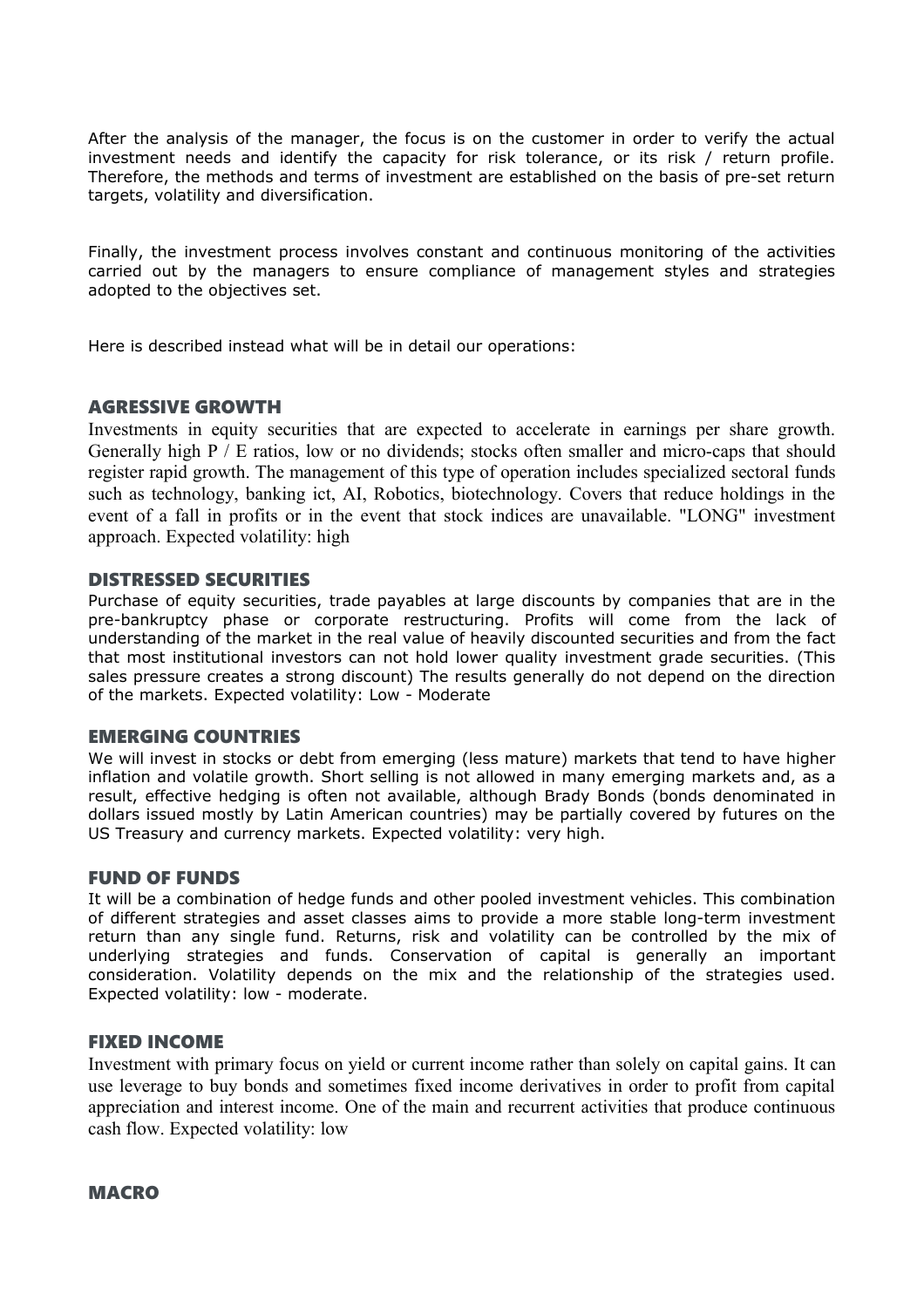After the analysis of the manager, the focus is on the customer in order to verify the actual investment needs and identify the capacity for risk tolerance, or its risk / return profile. Therefore, the methods and terms of investment are established on the basis of pre-set return targets, volatility and diversification.

Finally, the investment process involves constant and continuous monitoring of the activities carried out by the managers to ensure compliance of management styles and strategies adopted to the objectives set.

Here is described instead what will be in detail our operations:

## AGRESSIVE GROWTH

Investments in equity securities that are expected to accelerate in earnings per share growth. Generally high P / E ratios, low or no dividends; stocks often smaller and micro-caps that should register rapid growth. The management of this type of operation includes specialized sectoral funds such as technology, banking ict, AI, Robotics, biotechnology. Covers that reduce holdings in the event of a fall in profits or in the event that stock indices are unavailable. "LONG" investment approach. Expected volatility: high

## DISTRESSED SECURITIES

Purchase of equity securities, trade payables at large discounts by companies that are in the pre-bankruptcy phase or corporate restructuring. Profits will come from the lack of understanding of the market in the real value of heavily discounted securities and from the fact that most institutional investors can not hold lower quality investment grade securities. (This sales pressure creates a strong discount) The results generally do not depend on the direction of the markets. Expected volatility: Low - Moderate

## EMERGING COUNTRIES

We will invest in stocks or debt from emerging (less mature) markets that tend to have higher inflation and volatile growth. Short selling is not allowed in many emerging markets and, as a result, effective hedging is often not available, although Brady Bonds (bonds denominated in dollars issued mostly by Latin American countries) may be partially covered by futures on the US Treasury and currency markets. Expected volatility: very high.

## FUND OF FUNDS

It will be a combination of hedge funds and other pooled investment vehicles. This combination of different strategies and asset classes aims to provide a more stable long-term investment return than any single fund. Returns, risk and volatility can be controlled by the mix of underlying strategies and funds. Conservation of capital is generally an important consideration. Volatility depends on the mix and the relationship of the strategies used. Expected volatility: low - moderate.

## FIXED INCOME

Investment with primary focus on yield or current income rather than solely on capital gains. It can use leverage to buy bonds and sometimes fixed income derivatives in order to profit from capital appreciation and interest income. One of the main and recurrent activities that produce continuous cash flow. Expected volatility: low

## MACRO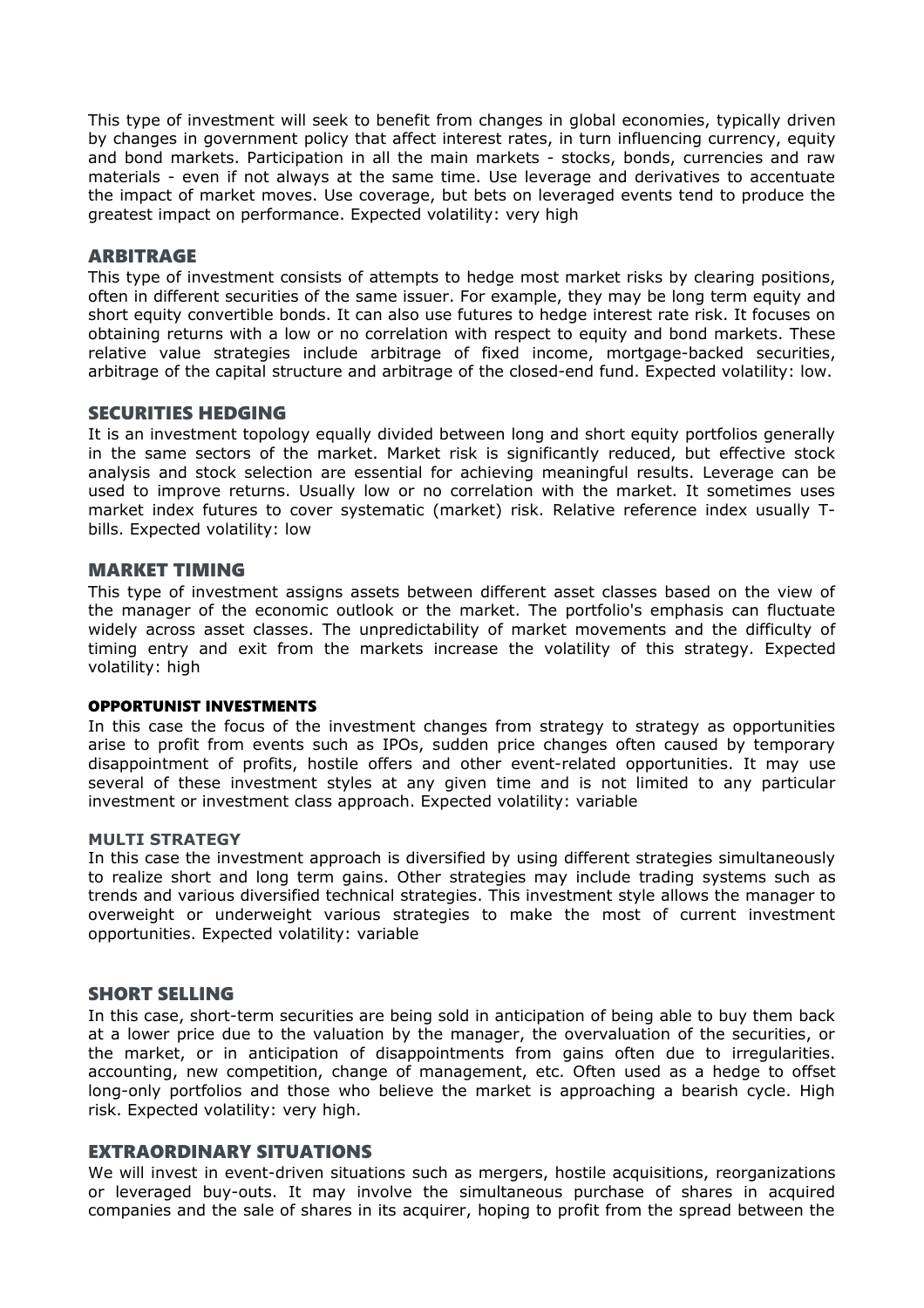This type of investment will seek to benefit from changes in global economies, typically driven by changes in government policy that affect interest rates, in turn influencing currency, equity and bond markets. Participation in all the main markets - stocks, bonds, currencies and raw materials - even if not always at the same time. Use leverage and derivatives to accentuate the impact of market moves. Use coverage, but bets on leveraged events tend to produce the greatest impact on performance. Expected volatility: very high

## ARBITRAGE

This type of investment consists of attempts to hedge most market risks by clearing positions, often in different securities of the same issuer. For example, they may be long term equity and short equity convertible bonds. It can also use futures to hedge interest rate risk. It focuses on obtaining returns with a low or no correlation with respect to equity and bond markets. These relative value strategies include arbitrage of fixed income, mortgage-backed securities, arbitrage of the capital structure and arbitrage of the closed-end fund. Expected volatility: low.

## SECURITIES HEDGING

It is an investment topology equally divided between long and short equity portfolios generally in the same sectors of the market. Market risk is significantly reduced, but effective stock analysis and stock selection are essential for achieving meaningful results. Leverage can be used to improve returns. Usually low or no correlation with the market. It sometimes uses market index futures to cover systematic (market) risk. Relative reference index usually T-bills. Expected volatility: low

## MARKET TIMING

This type of investment assigns assets between different asset classes based on the view of the manager of the economic outlook or the market. The portfolio's emphasis can fluctuate widely across asset classes. The unpredictability of market movements and the difficulty of timing entry and exit from the markets increase the volatility of this strategy. Expected volatility: high

### OPPORTUNIST INVESTMENTS

In this case the focus of the investment changes from strategy to strategy as opportunities arise to profit from events such as IPOs, sudden price changes often caused by temporary disappointment of profits, hostile offers and other event-related opportunities. It may use several of these investment styles at any given time and is not limited to any particular investment or investment class approach. Expected volatility: variable

### MULTI STRATEGY

In this case the investment approach is diversified by using different strategies simultaneously to realize short and long term gains. Other strategies may include trading systems such as trends and various diversified technical strategies. This investment style allows the manager to overweight or underweight various strategies to make the most of current investment opportunities. Expected volatility: variable

## SHORT SELLING

In this case, short-term securities are being sold in anticipation of being able to buy them back at a lower price due to the valuation by the manager, the overvaluation of the securities, or the market, or in anticipation of disappointments from gains often due to irregularities. accounting, new competition, change of management, etc. Often used as a hedge to offset long-only portfolios and those who believe the market is approaching a bearish cycle. High risk. Expected volatility: very high.

## EXTRAORDINARY SITUATIONS

We will invest in event-driven situations such as mergers, hostile acquisitions, reorganizations or leveraged buy-outs. It may involve the simultaneous purchase of shares in acquired companies and the sale of shares in its acquirer, hoping to profit from the spread between the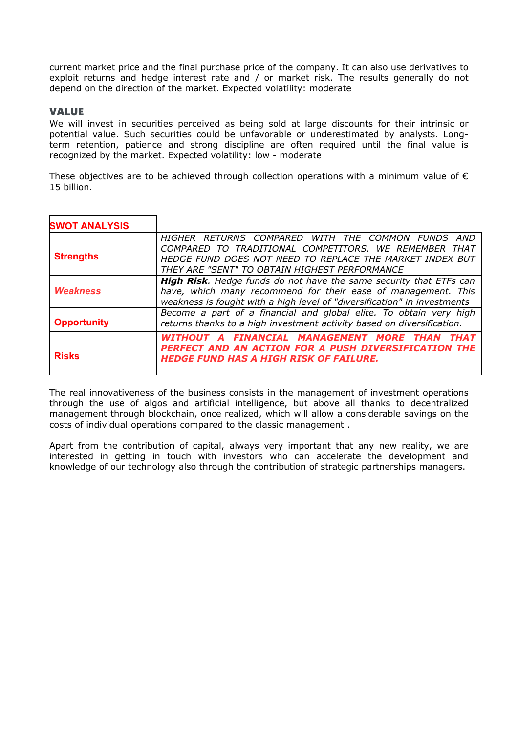current market price and the final purchase price of the company. It can also use derivatives to exploit returns and hedge interest rate and / or market risk. The results generally do not depend on the direction of the market. Expected volatility: moderate

## VALUE

We will invest in securities perceived as being sold at large discounts for their intrinsic or potential value. Such securities could be unfavorable or underestimated by analysts. Long-term retention, patience and strong discipline are often required until the final value is recognized by the market. Expected volatility: low - moderate

These objectives are to be achieved through collection operations with a minimum value of € 15 billion.

| **SWOT ANALYSIS** | |
|---|---|
| **Strengths** | *HIGHER RETURNS COMPARED WITH THE COMMON FUNDS AND COMPARED TO TRADITIONAL COMPETITORS. WE REMEMBER THAT HEDGE FUND DOES NOT NEED TO REPLACE THE MARKET INDEX BUT THEY ARE "SENT" TO OBTAIN HIGHEST PERFORMANCE* |
| ***Weakness*** | ***High Risk**. Hedge funds do not have the same security that ETFs can have, which many recommend for their ease of management. This weakness is fought with a high level of "diversification" in investments* |
| **Opportunity** | *Become a part of a financial and global elite. To obtain very high returns thanks to a high investment activity based on diversification.* |
| **Risks** | ***WITHOUT A FINANCIAL MANAGEMENT MORE THAN THAT PERFECT AND AN ACTION FOR A PUSH DIVERSIFICATION THE HEDGE FUND HAS A HIGH RISK OF FAILURE.*** |

The real innovativeness of the business consists in the management of investment operations through the use of algos and artificial intelligence, but above all thanks to decentralized management through blockchain, once realized, which will allow a considerable savings on the costs of individual operations compared to the classic management .

Apart from the contribution of capital, always very important that any new reality, we are interested in getting in touch with investors who can accelerate the development and knowledge of our technology also through the contribution of strategic partnerships managers.